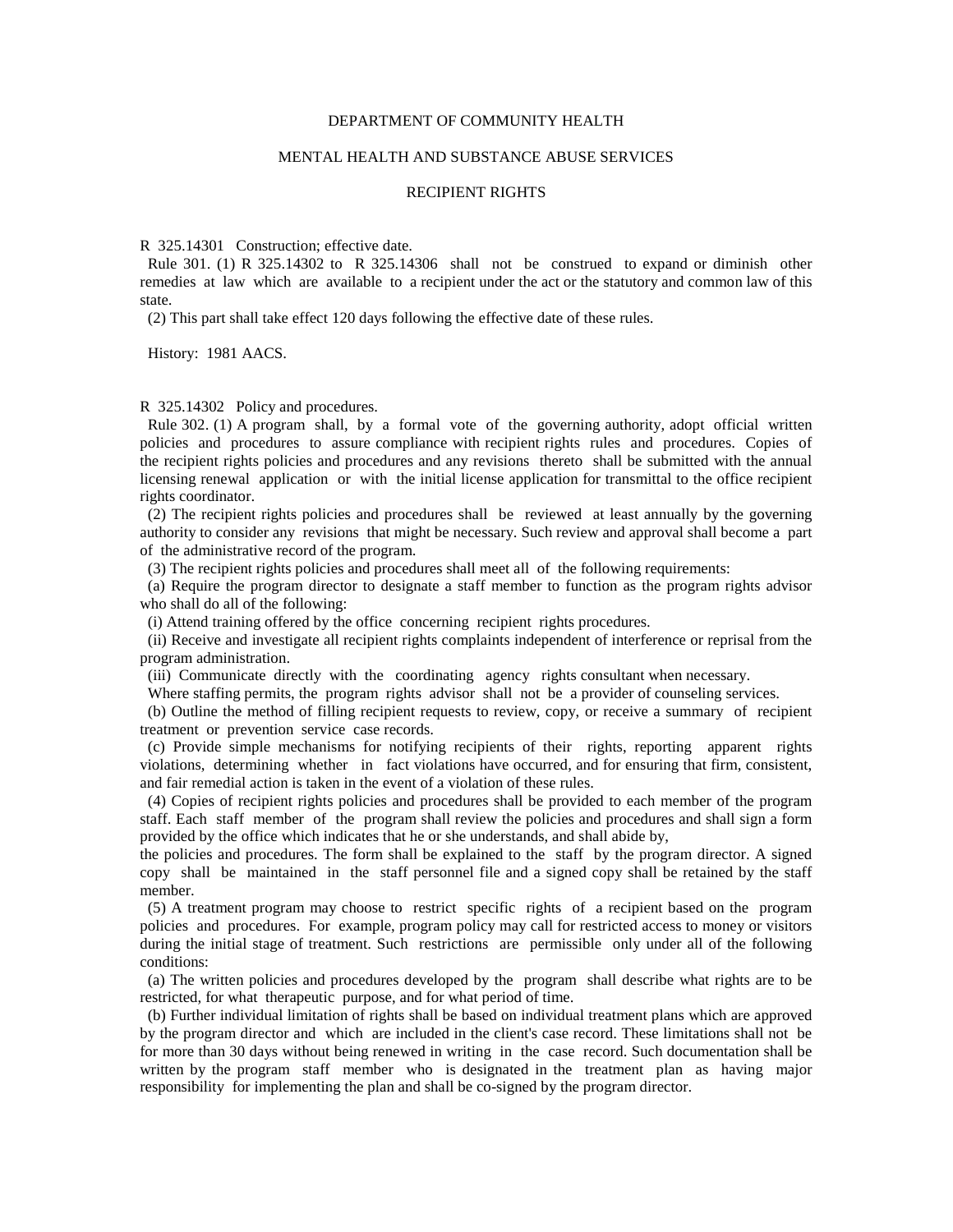# DEPARTMENT OF COMMUNITY HEALTH

## MENTAL HEALTH AND SUBSTANCE ABUSE SERVICES

## RECIPIENT RIGHTS

R 325.14301 Construction; effective date.

Rule 301. (1) R 325.14302 to R 325.14306 shall not be construed to expand or diminish other remedies at law which are available to a recipient under the act or the statutory and common law of this state.

(2) This part shall take effect 120 days following the effective date of these rules.

History: 1981 AACS.

R 325.14302 Policy and procedures.

Rule 302. (1) A program shall, by a formal vote of the governing authority, adopt official written policies and procedures to assure compliance with recipient rights rules and procedures. Copies of the recipient rights policies and procedures and any revisions thereto shall be submitted with the annual licensing renewal application or with the initial license application for transmittal to the office recipient rights coordinator.

(2) The recipient rights policies and procedures shall be reviewed at least annually by the governing authority to consider any revisions that might be necessary. Such review and approval shall become a part of the administrative record of the program.

(3) The recipient rights policies and procedures shall meet all of the following requirements:

(a) Require the program director to designate a staff member to function as the program rights advisor who shall do all of the following:

(i) Attend training offered by the office concerning recipient rights procedures.

(ii) Receive and investigate all recipient rights complaints independent of interference or reprisal from the program administration.

(iii) Communicate directly with the coordinating agency rights consultant when necessary.

Where staffing permits, the program rights advisor shall not be a provider of counseling services.

(b) Outline the method of filling recipient requests to review, copy, or receive a summary of recipient treatment or prevention service case records.

(c) Provide simple mechanisms for notifying recipients of their rights, reporting apparent rights violations, determining whether in fact violations have occurred, and for ensuring that firm, consistent, and fair remedial action is taken in the event of a violation of these rules.

(4) Copies of recipient rights policies and procedures shall be provided to each member of the program staff. Each staff member of the program shall review the policies and procedures and shall sign a form provided by the office which indicates that he or she understands, and shall abide by, the policies and procedures. The form shall be explained to the staff by the program director. A signed copy shall be maintained in the staff personnel file and a signed copy shall be retained by the staff member.

(5) A treatment program may choose to restrict specific rights of a recipient based on the program policies and procedures. For example, program policy may call for restricted access to money or visitors during the initial stage of treatment. Such restrictions are permissible only under all of the following conditions:

(a) The written policies and procedures developed by the program shall describe what rights are to be restricted, for what therapeutic purpose, and for what period of time.

(b) Further individual limitation of rights shall be based on individual treatment plans which are approved by the program director and which are included in the client's case record. These limitations shall not be for more than 30 days without being renewed in writing in the case record. Such documentation shall be written by the program staff member who is designated in the treatment plan as having major responsibility for implementing the plan and shall be co-signed by the program director.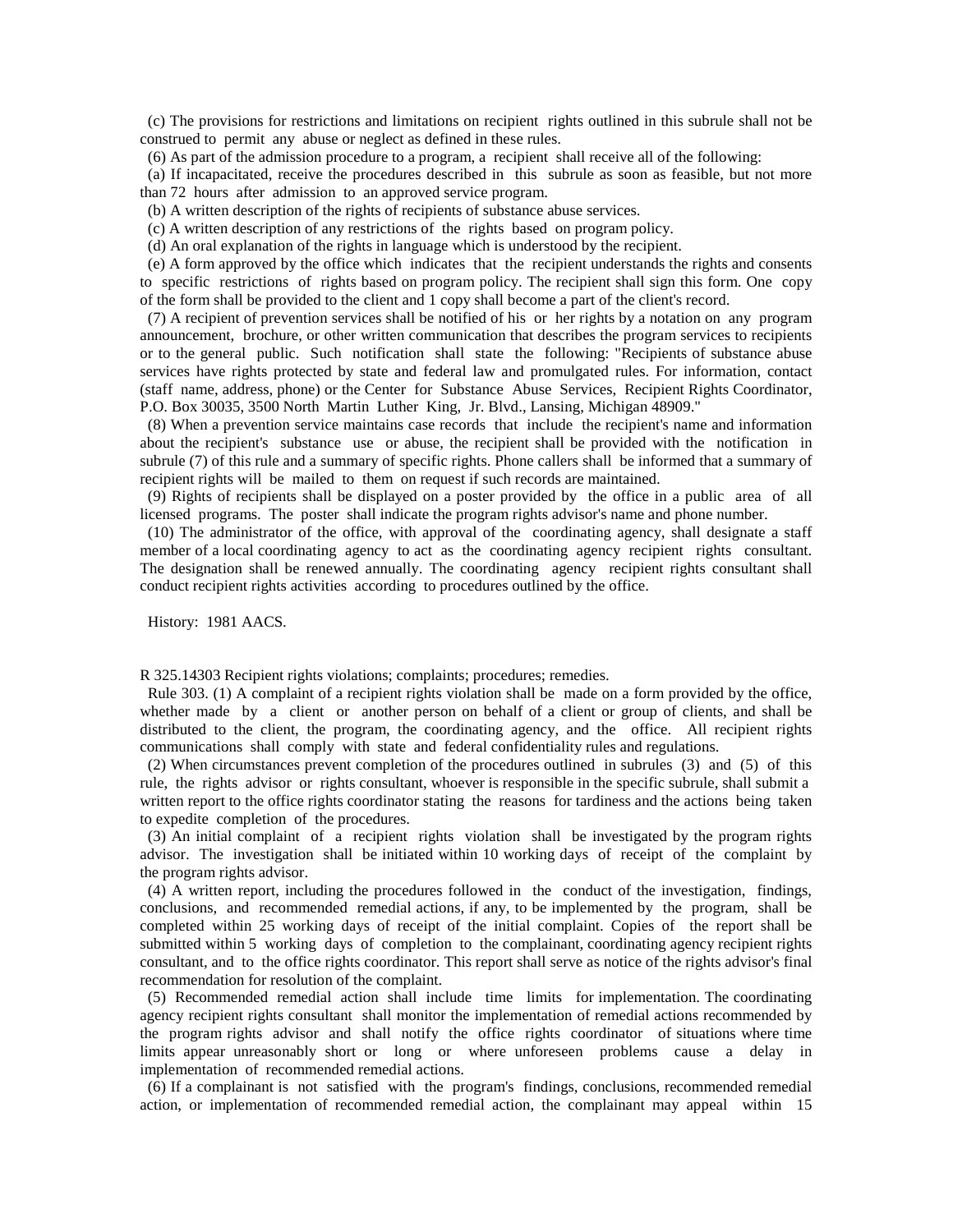(c) The provisions for restrictions and limitations on recipient rights outlined in this subrule shall not be construed to permit any abuse or neglect as defined in these rules.

(6) As part of the admission procedure to a program, a recipient shall receive all of the following:

(a) If incapacitated, receive the procedures described in this subrule as soon as feasible, but not more than 72 hours after admission to an approved service program.

(b) A written description of the rights of recipients of substance abuse services.

(c) A written description of any restrictions of the rights based on program policy.

(d) An oral explanation of the rights in language which is understood by the recipient.

(e) A form approved by the office which indicates that the recipient understands the rights and consents to specific restrictions of rights based on program policy. The recipient shall sign this form. One copy of the form shall be provided to the client and 1 copy shall become a part of the client's record.

(7) A recipient of prevention services shall be notified of his or her rights by a notation on any program announcement, brochure, or other written communication that describes the program services to recipients or to the general public. Such notification shall state the following: "Recipients of substance abuse services have rights protected by state and federal law and promulgated rules. For information, contact (staff name, address, phone) or the Center for Substance Abuse Services, Recipient Rights Coordinator, P.O. Box 30035, 3500 North Martin Luther King, Jr. Blvd., Lansing, Michigan 48909."

(8) When a prevention service maintains case records that include the recipient's name and information about the recipient's substance use or abuse, the recipient shall be provided with the notification in subrule (7) of this rule and a summary of specific rights. Phone callers shall be informed that a summary of recipient rights will be mailed to them on request if such records are maintained.

(9) Rights of recipients shall be displayed on a poster provided by the office in a public area of all licensed programs. The poster shall indicate the program rights advisor's name and phone number.

(10) The administrator of the office, with approval of the coordinating agency, shall designate a staff member of a local coordinating agency to act as the coordinating agency recipient rights consultant. The designation shall be renewed annually. The coordinating agency recipient rights consultant shall conduct recipient rights activities according to procedures outlined by the office.

History: 1981 AACS.

R 325.14303 Recipient rights violations; complaints; procedures; remedies.

Rule 303. (1) A complaint of a recipient rights violation shall be made on a form provided by the office, whether made by a client or another person on behalf of a client or group of clients, and shall be distributed to the client, the program, the coordinating agency, and the office. All recipient rights communications shall comply with state and federal confidentiality rules and regulations.

(2) When circumstances prevent completion of the procedures outlined in subrules (3) and (5) of this rule, the rights advisor or rights consultant, whoever is responsible in the specific subrule, shall submit a written report to the office rights coordinator stating the reasons for tardiness and the actions being taken to expedite completion of the procedures.

(3) An initial complaint of a recipient rights violation shall be investigated by the program rights advisor. The investigation shall be initiated within 10 working days of receipt of the complaint by the program rights advisor.

(4) A written report, including the procedures followed in the conduct of the investigation, findings, conclusions, and recommended remedial actions, if any, to be implemented by the program, shall be completed within 25 working days of receipt of the initial complaint. Copies of the report shall be submitted within 5 working days of completion to the complainant, coordinating agency recipient rights consultant, and to the office rights coordinator. This report shall serve as notice of the rights advisor's final recommendation for resolution of the complaint.

(5) Recommended remedial action shall include time limits for implementation. The coordinating agency recipient rights consultant shall monitor the implementation of remedial actions recommended by the program rights advisor and shall notify the office rights coordinator of situations where time limits appear unreasonably short or long or where unforeseen problems cause a delay in implementation of recommended remedial actions.

(6) If a complainant is not satisfied with the program's findings, conclusions, recommended remedial action, or implementation of recommended remedial action, the complainant may appeal within 15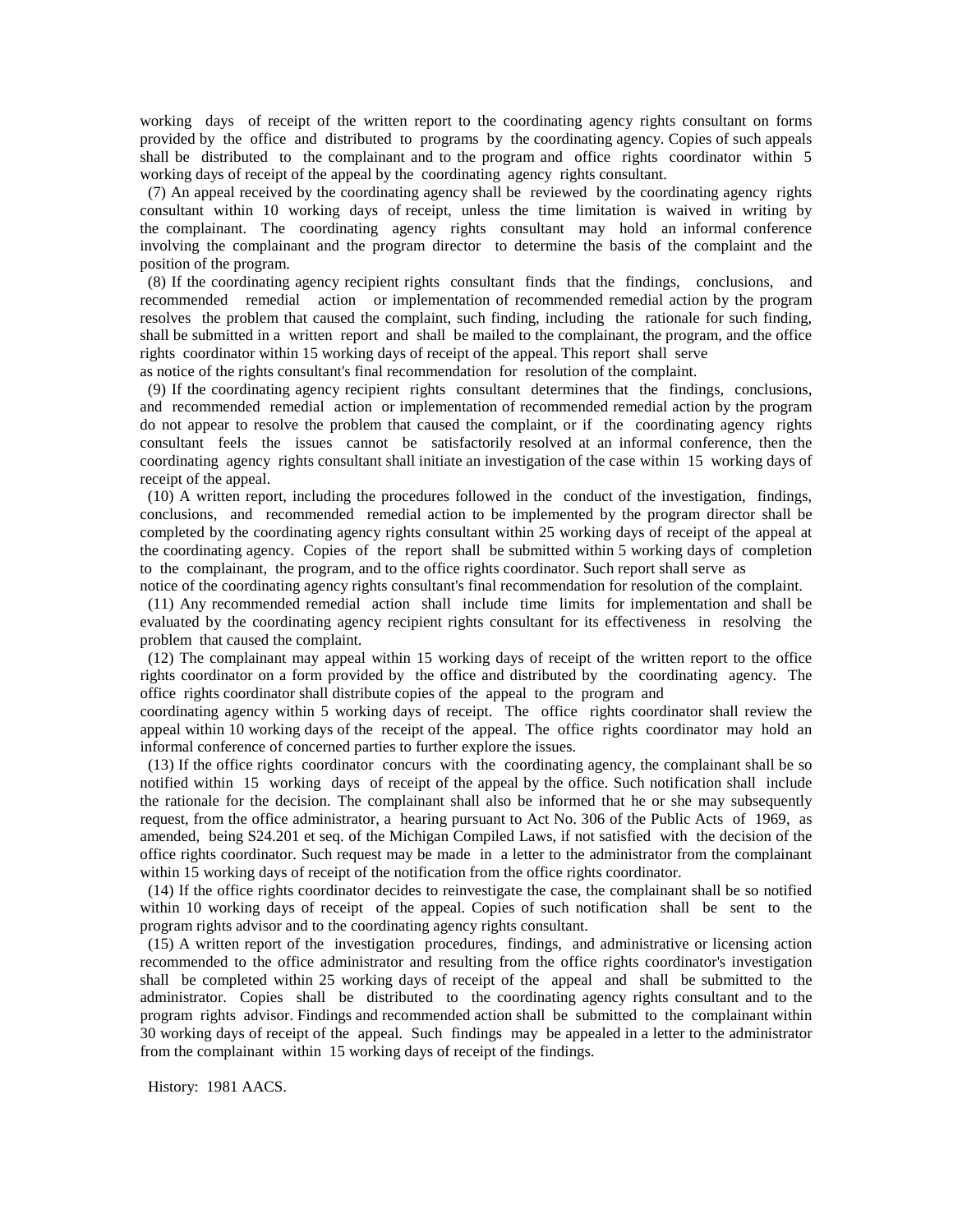working days of receipt of the written report to the coordinating agency rights consultant on forms provided by the office and distributed to programs by the coordinating agency. Copies of such appeals shall be distributed to the complainant and to the program and office rights coordinator within 5 working days of receipt of the appeal by the coordinating agency rights consultant.

(7) An appeal received by the coordinating agency shall be reviewed by the coordinating agency rights consultant within 10 working days of receipt, unless the time limitation is waived in writing by the complainant. The coordinating agency rights consultant may hold an informal conference involving the complainant and the program director to determine the basis of the complaint and the position of the program.

(8) If the coordinating agency recipient rights consultant finds that the findings, conclusions, and recommended remedial action or implementation of recommended remedial action by the program resolves the problem that caused the complaint, such finding, including the rationale for such finding, shall be submitted in a written report and shall be mailed to the complainant, the program, and the office rights coordinator within 15 working days of receipt of the appeal. This report shall serve as notice of the rights consultant's final recommendation for resolution of the complaint.

(9) If the coordinating agency recipient rights consultant determines that the findings, conclusions, and recommended remedial action or implementation of recommended remedial action by the program do not appear to resolve the problem that caused the complaint, or if the coordinating agency rights consultant feels the issues cannot be satisfactorily resolved at an informal conference, then the coordinating agency rights consultant shall initiate an investigation of the case within 15 working days of receipt of the appeal.

(10) A written report, including the procedures followed in the conduct of the investigation, findings, conclusions, and recommended remedial action to be implemented by the program director shall be completed by the coordinating agency rights consultant within 25 working days of receipt of the appeal at the coordinating agency. Copies of the report shall be submitted within 5 working days of completion to the complainant, the program, and to the office rights coordinator. Such report shall serve as notice of the coordinating agency rights consultant's final recommendation for resolution of the complaint.

(11) Any recommended remedial action shall include time limits for implementation and shall be evaluated by the coordinating agency recipient rights consultant for its effectiveness in resolving the problem that caused the complaint.

(12) The complainant may appeal within 15 working days of receipt of the written report to the office rights coordinator on a form provided by the office and distributed by the coordinating agency. The office rights coordinator shall distribute copies of the appeal to the program and coordinating agency within 5 working days of receipt. The office rights coordinator shall review the appeal within 10 working days of the receipt of the appeal. The office rights coordinator may hold an informal conference of concerned parties to further explore the issues.

(13) If the office rights coordinator concurs with the coordinating agency, the complainant shall be so notified within 15 working days of receipt of the appeal by the office. Such notification shall include the rationale for the decision. The complainant shall also be informed that he or she may subsequently request, from the office administrator, a hearing pursuant to Act No. 306 of the Public Acts of 1969, as amended, being S24.201 et seq. of the Michigan Compiled Laws, if not satisfied with the decision of the office rights coordinator. Such request may be made in a letter to the administrator from the complainant within 15 working days of receipt of the notification from the office rights coordinator.

(14) If the office rights coordinator decides to reinvestigate the case, the complainant shall be so notified within 10 working days of receipt of the appeal. Copies of such notification shall be sent to the program rights advisor and to the coordinating agency rights consultant.

(15) A written report of the investigation procedures, findings, and administrative or licensing action recommended to the office administrator and resulting from the office rights coordinator's investigation shall be completed within 25 working days of receipt of the appeal and shall be submitted to the administrator. Copies shall be distributed to the coordinating agency rights consultant and to the program rights advisor. Findings and recommended action shall be submitted to the complainant within 30 working days of receipt of the appeal. Such findings may be appealed in a letter to the administrator from the complainant within 15 working days of receipt of the findings.

History: 1981 AACS.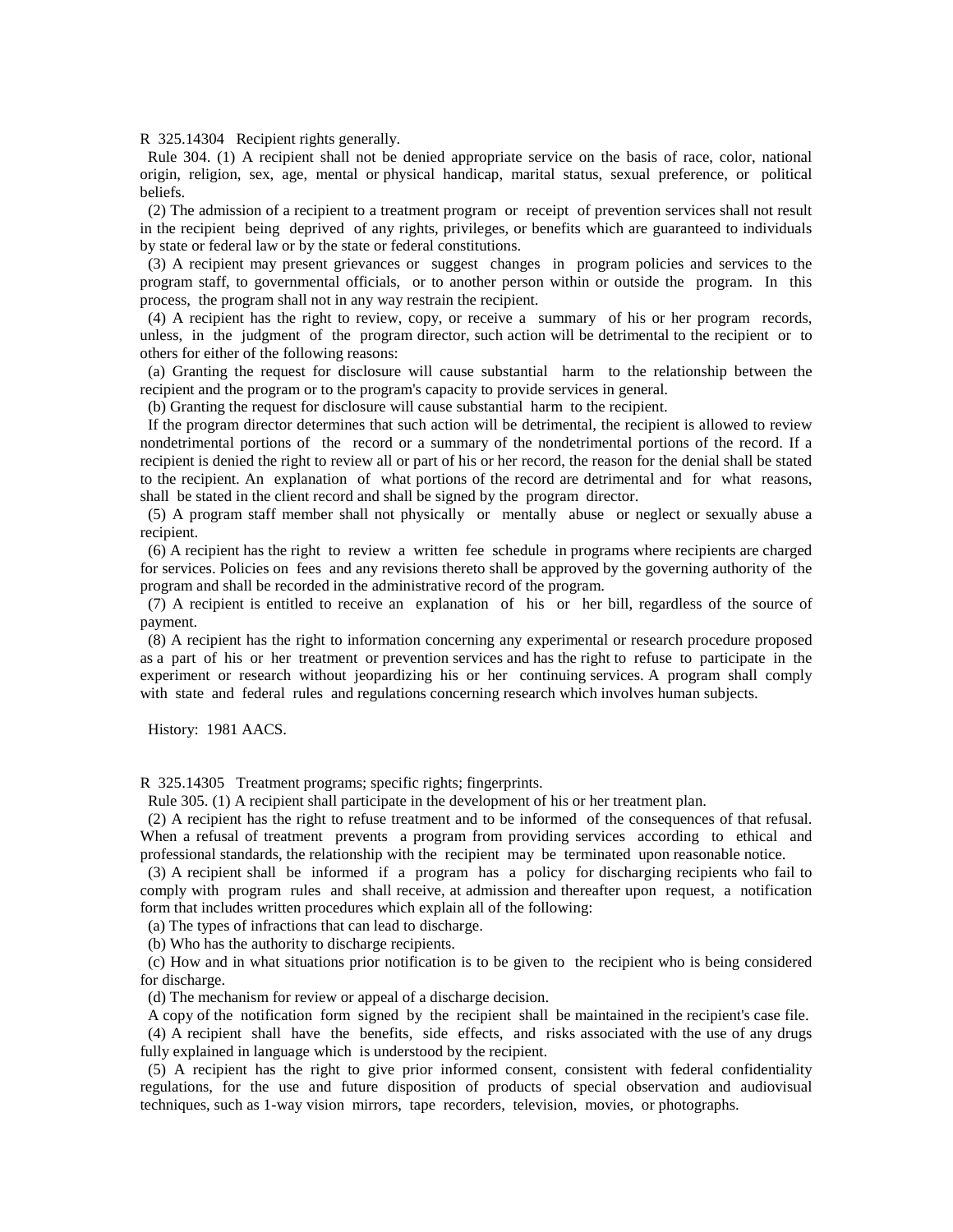R 325.14304 Recipient rights generally.

Rule 304. (1) A recipient shall not be denied appropriate service on the basis of race, color, national origin, religion, sex, age, mental or physical handicap, marital status, sexual preference, or political beliefs.

(2) The admission of a recipient to a treatment program or receipt of prevention services shall not result in the recipient being deprived of any rights, privileges, or benefits which are guaranteed to individuals by state or federal law or by the state or federal constitutions.

(3) A recipient may present grievances or suggest changes in program policies and services to the program staff, to governmental officials, or to another person within or outside the program. In this process, the program shall not in any way restrain the recipient.

(4) A recipient has the right to review, copy, or receive a summary of his or her program records, unless, in the judgment of the program director, such action will be detrimental to the recipient or to others for either of the following reasons:

(a) Granting the request for disclosure will cause substantial harm to the relationship between the recipient and the program or to the program's capacity to provide services in general.

(b) Granting the request for disclosure will cause substantial harm to the recipient.

If the program director determines that such action will be detrimental, the recipient is allowed to review nondetrimental portions of the record or a summary of the nondetrimental portions of the record. If a recipient is denied the right to review all or part of his or her record, the reason for the denial shall be stated to the recipient. An explanation of what portions of the record are detrimental and for what reasons, shall be stated in the client record and shall be signed by the program director.

(5) A program staff member shall not physically or mentally abuse or neglect or sexually abuse a recipient.

(6) A recipient has the right to review a written fee schedule in programs where recipients are charged for services. Policies on fees and any revisions thereto shall be approved by the governing authority of the program and shall be recorded in the administrative record of the program.

(7) A recipient is entitled to receive an explanation of his or her bill, regardless of the source of payment.

(8) A recipient has the right to information concerning any experimental or research procedure proposed as a part of his or her treatment or prevention services and has the right to refuse to participate in the experiment or research without jeopardizing his or her continuing services. A program shall comply with state and federal rules and regulations concerning research which involves human subjects.

History: 1981 AACS.

R 325.14305 Treatment programs; specific rights; fingerprints.

Rule 305. (1) A recipient shall participate in the development of his or her treatment plan.

(2) A recipient has the right to refuse treatment and to be informed of the consequences of that refusal. When a refusal of treatment prevents a program from providing services according to ethical and professional standards, the relationship with the recipient may be terminated upon reasonable notice.

(3) A recipient shall be informed if a program has a policy for discharging recipients who fail to comply with program rules and shall receive, at admission and thereafter upon request, a notification form that includes written procedures which explain all of the following:

(a) The types of infractions that can lead to discharge.

(b) Who has the authority to discharge recipients.

(c) How and in what situations prior notification is to be given to the recipient who is being considered for discharge.

(d) The mechanism for review or appeal of a discharge decision.

A copy of the notification form signed by the recipient shall be maintained in the recipient's case file.

(4) A recipient shall have the benefits, side effects, and risks associated with the use of any drugs fully explained in language which is understood by the recipient.

(5) A recipient has the right to give prior informed consent, consistent with federal confidentiality regulations, for the use and future disposition of products of special observation and audiovisual techniques, such as 1-way vision mirrors, tape recorders, television, movies, or photographs.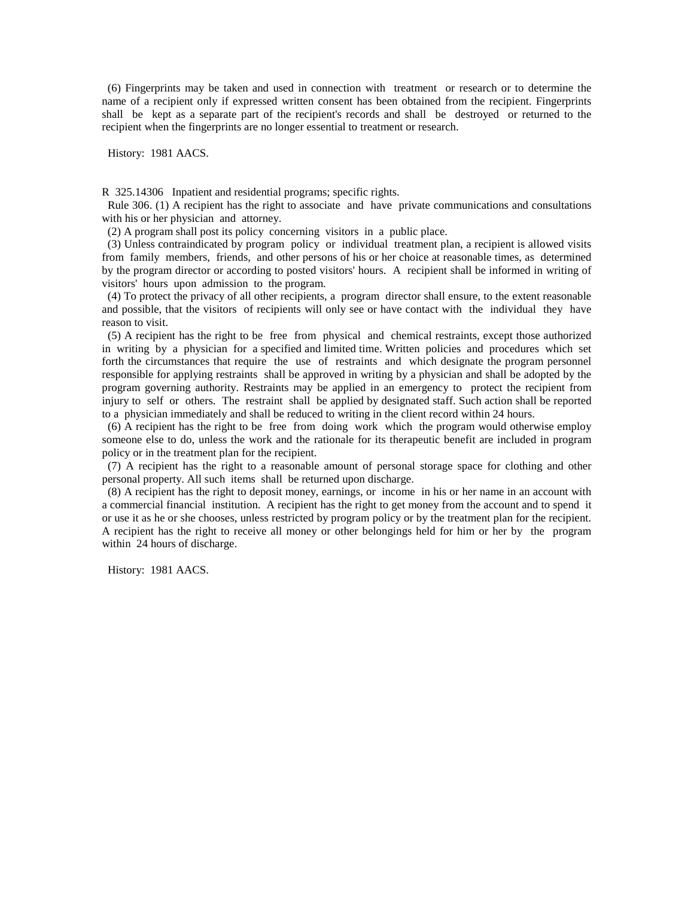(6) Fingerprints may be taken and used in connection with treatment or research or to determine the name of a recipient only if expressed written consent has been obtained from the recipient. Fingerprints shall be kept as a separate part of the recipient's records and shall be destroyed or returned to the recipient when the fingerprints are no longer essential to treatment or research.

History: 1981 AACS.

R 325.14306 Inpatient and residential programs; specific rights.

Rule 306. (1) A recipient has the right to associate and have private communications and consultations with his or her physician and attorney.

(2) A program shall post its policy concerning visitors in a public place.

(3) Unless contraindicated by program policy or individual treatment plan, a recipient is allowed visits from family members, friends, and other persons of his or her choice at reasonable times, as determined by the program director or according to posted visitors' hours. A recipient shall be informed in writing of visitors' hours upon admission to the program.

(4) To protect the privacy of all other recipients, a program director shall ensure, to the extent reasonable and possible, that the visitors of recipients will only see or have contact with the individual they have reason to visit.

(5) A recipient has the right to be free from physical and chemical restraints, except those authorized in writing by a physician for a specified and limited time. Written policies and procedures which set forth the circumstances that require the use of restraints and which designate the program personnel responsible for applying restraints shall be approved in writing by a physician and shall be adopted by the program governing authority. Restraints may be applied in an emergency to protect the recipient from injury to self or others. The restraint shall be applied by designated staff. Such action shall be reported to a physician immediately and shall be reduced to writing in the client record within 24 hours.

(6) A recipient has the right to be free from doing work which the program would otherwise employ someone else to do, unless the work and the rationale for its therapeutic benefit are included in program policy or in the treatment plan for the recipient.

(7) A recipient has the right to a reasonable amount of personal storage space for clothing and other personal property. All such items shall be returned upon discharge.

(8) A recipient has the right to deposit money, earnings, or income in his or her name in an account with a commercial financial institution. A recipient has the right to get money from the account and to spend it or use it as he or she chooses, unless restricted by program policy or by the treatment plan for the recipient. A recipient has the right to receive all money or other belongings held for him or her by the program within 24 hours of discharge.

History: 1981 AACS.